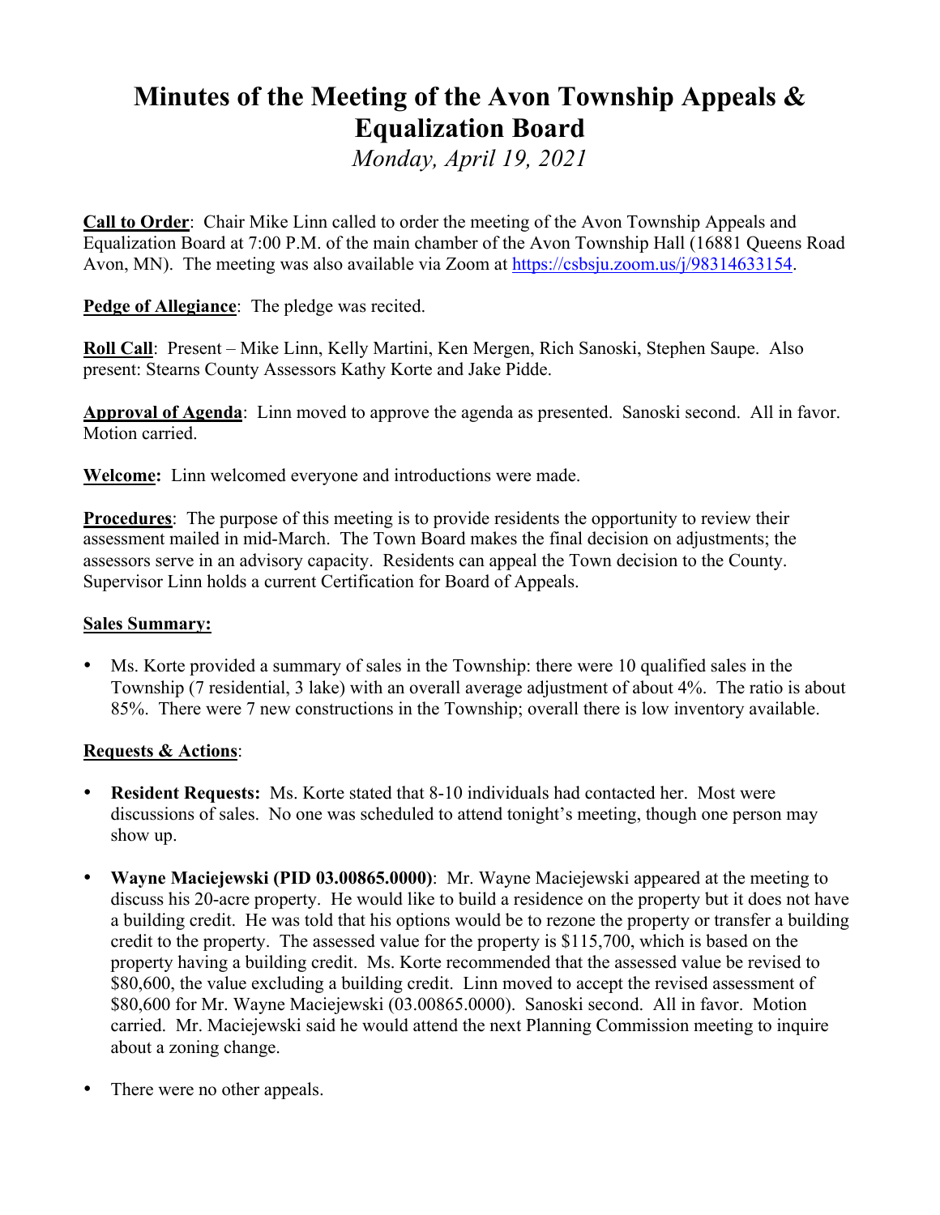# Minutes of the Meeting of the Avon Township Appeals & Equalization Board

*Monday, April 19, 2021*

**Call to Order**: Chair Mike Linn called to order the meeting of the Avon Township Appeals and Equalization Board at 7:00 P.M. of the main chamber of the Avon Township Hall (16881 Queens Road Avon, MN). The meeting was also available via Zoom at https://csbsju.zoom.us/j/98314633154.

**Pedge of Allegiance**: The pledge was recited.

**Roll Call**: Present – Mike Linn, Kelly Martini, Ken Mergen, Rich Sanoski, Stephen Saupe. Also present: Stearns County Assessors Kathy Korte and Jake Pidde.

**Approval of Agenda**: Linn moved to approve the agenda as presented. Sanoski second. All in favor. Motion carried.

**Welcome:** Linn welcomed everyone and introductions were made.

**Procedures**: The purpose of this meeting is to provide residents the opportunity to review their assessment mailed in mid-March. The Town Board makes the final decision on adjustments; the assessors serve in an advisory capacity. Residents can appeal the Town decision to the County. Supervisor Linn holds a current Certification for Board of Appeals.

**Sales Summary:**

- Ms. Korte provided a summary of sales in the Township: there were 10 qualified sales in the Township (7 residential, 3 lake) with an overall average adjustment of about 4%. The ratio is about 85%. There were 7 new constructions in the Township; overall there is low inventory available.

**Requests & Actions**:

- **Resident Requests:** Ms. Korte stated that 8-10 individuals had contacted her. Most were discussions of sales. No one was scheduled to attend tonight's meeting, though one person may show up.

- **Wayne Maciejewski (PID 03.00865.0000)**: Mr. Wayne Maciejewski appeared at the meeting to discuss his 20-acre property. He would like to build a residence on the property but it does not have a building credit. He was told that his options would be to rezone the property or transfer a building credit to the property. The assessed value for the property is $115,700, which is based on the property having a building credit. Ms. Korte recommended that the assessed value be revised to $80,600, the value excluding a building credit. Linn moved to accept the revised assessment of $80,600 for Mr. Wayne Maciejewski (03.00865.0000). Sanoski second. All in favor. Motion carried. Mr. Maciejewski said he would attend the next Planning Commission meeting to inquire about a zoning change.

- There were no other appeals.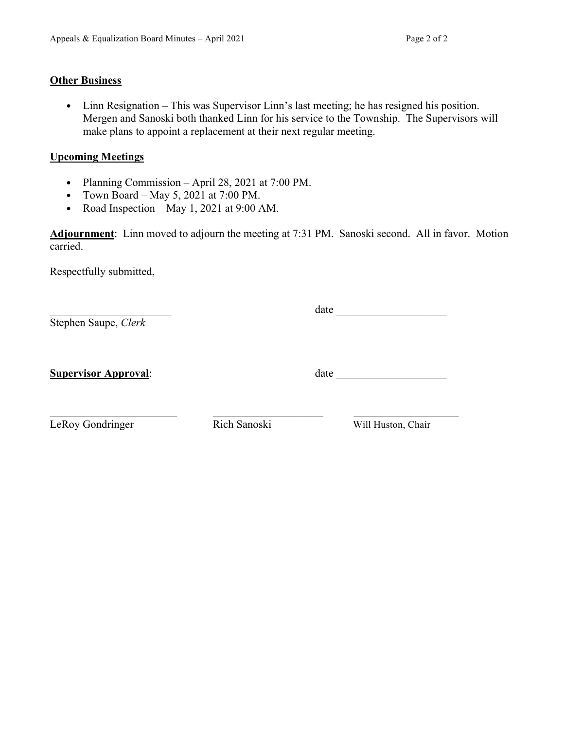**<u>Other Business</u>**

- Linn Resignation – This was Supervisor Linn's last meeting; he has resigned his position. Mergen and Sanoski both thanked Linn for his service to the Township. The Supervisors will make plans to appoint a replacement at their next regular meeting.

**<u>Upcoming Meetings</u>**

- Planning Commission – April 28, 2021 at 7:00 PM.
- Town Board – May 5, 2021 at 7:00 PM.
- Road Inspection – May 1, 2021 at 9:00 AM.

**<u>Adjournment</u>**: Linn moved to adjourn the meeting at 7:31 PM. Sanoski second. All in favor. Motion carried.

Respectfully submitted,

______________________ date ____________________

Stephen Saupe, *Clerk*

**<u>Supervisor Approval</u>**: date ____________________

______________________ ______________________ ______________________

LeRoy Gondringer Rich Sanoski Will Huston, Chair